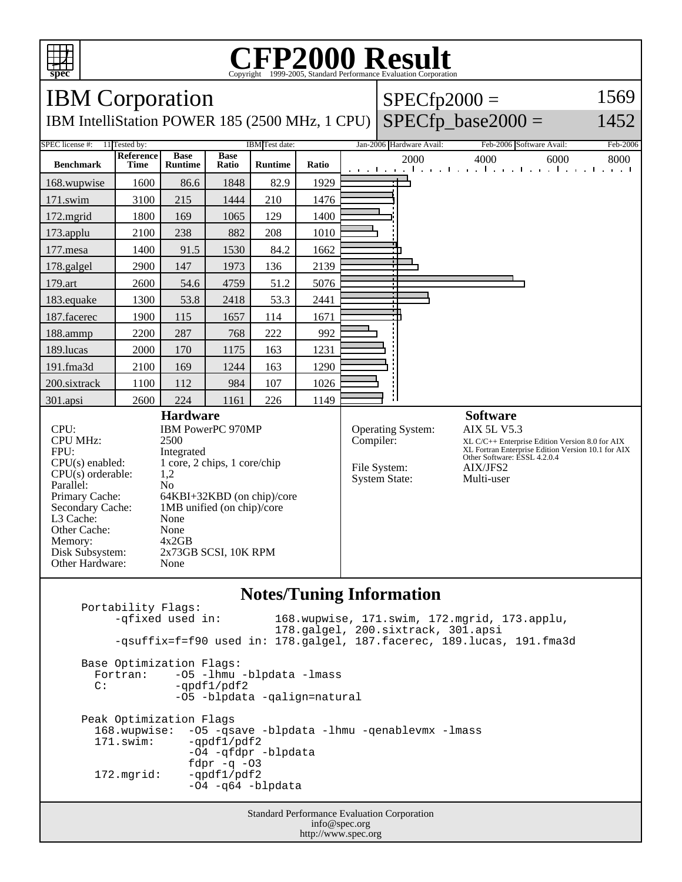# CFP2000 Result

Copyright 1999-2005, Standard Performance Evaluation Corporation

## IBM Corporation

IBM IntelliStation POWER 185 (2500 MHz, 1 CPU)

SPECfp2000 = 1569

SPECfp_base2000 = 1452

| SPEC license #: | 11 | Tested by: | IBM | Test date: | Jan-2006 | Hardware Avail: | Feb-2006 | Software Avail: | Feb-2006 |
|---|---|---|---|---|---|---|---|---|---|

| Benchmark | Reference Time | Base Runtime | Base Ratio | Runtime | Ratio |
|---|---|---|---|---|---|
| 168.wupwise | 1600 | 86.6 | 1848 | 82.9 | 1929 |
| 171.swim | 3100 | 215 | 1444 | 210 | 1476 |
| 172.mgrid | 1800 | 169 | 1065 | 129 | 1400 |
| 173.applu | 2100 | 238 | 882 | 208 | 1010 |
| 177.mesa | 1400 | 91.5 | 1530 | 84.2 | 1662 |
| 178.galgel | 2900 | 147 | 1973 | 136 | 2139 |
| 179.art | 2600 | 54.6 | 4759 | 51.2 | 5076 |
| 183.equake | 1300 | 53.8 | 2418 | 53.3 | 2441 |
| 187.facerec | 1900 | 115 | 1657 | 114 | 1671 |
| 188.ammp | 2200 | 287 | 768 | 222 | 992 |
| 189.lucas | 2000 | 170 | 1175 | 163 | 1231 |
| 191.fma3d | 2100 | 169 | 1244 | 163 | 1290 |
| 200.sixtrack | 1100 | 112 | 984 | 107 | 1026 |
| 301.apsi | 2600 | 224 | 1161 | 226 | 1149 |

### Hardware

| | |
|---|---|
| CPU: | IBM PowerPC 970MP |
| CPU MHz: | 2500 |
| FPU: | Integrated |
| CPU(s) enabled: | 1 core, 2 chips, 1 core/chip |
| CPU(s) orderable: | 1,2 |
| Parallel: | No |
| Primary Cache: | 64KBI+32KBD (on chip)/core |
| Secondary Cache: | 1MB unified (on chip)/core |
| L3 Cache: | None |
| Other Cache: | None |
| Memory: | 4x2GB |
| Disk Subsystem: | 2x73GB SCSI, 10K RPM |
| Other Hardware: | None |

### Software

| | |
|---|---|
| Operating System: | AIX 5L V5.3 |
| Compiler: | XL C/C++ Enterprise Edition Version 8.0 for AIX<br>XL Fortran Enterprise Edition Version 10.1 for AIX<br>Other Software: ESSL 4.2.0.4 |
| File System: | AIX/JFS2 |
| System State: | Multi-user |

### Notes/Tuning Information

```
Portability Flags:
     -qfixed used in:        168.wupwise, 171.swim, 172.mgrid, 173.applu,
                             178.galgel, 200.sixtrack, 301.apsi
     -qsuffix=f=f90 used in: 178.galgel, 187.facerec, 189.lucas, 191.fma3d

Base Optimization Flags:
  Fortran:    -O5 -lhmu -blpdata -lmass
  C:          -qpdf1/pdf2
              -O5 -blpdata -qalign=natural

Peak Optimization Flags
  168.wupwise:  -O5 -qsave -blpdata -lhmu -qenablevmx -lmass
  171.swim:     -qpdf1/pdf2
                -O4 -qfdpr -blpdata
                fdpr -q -O3
  172.mgrid:    -qpdf1/pdf2
                -O4 -q64 -blpdata
```

Standard Performance Evaluation Corporation
info@spec.org
http://www.spec.org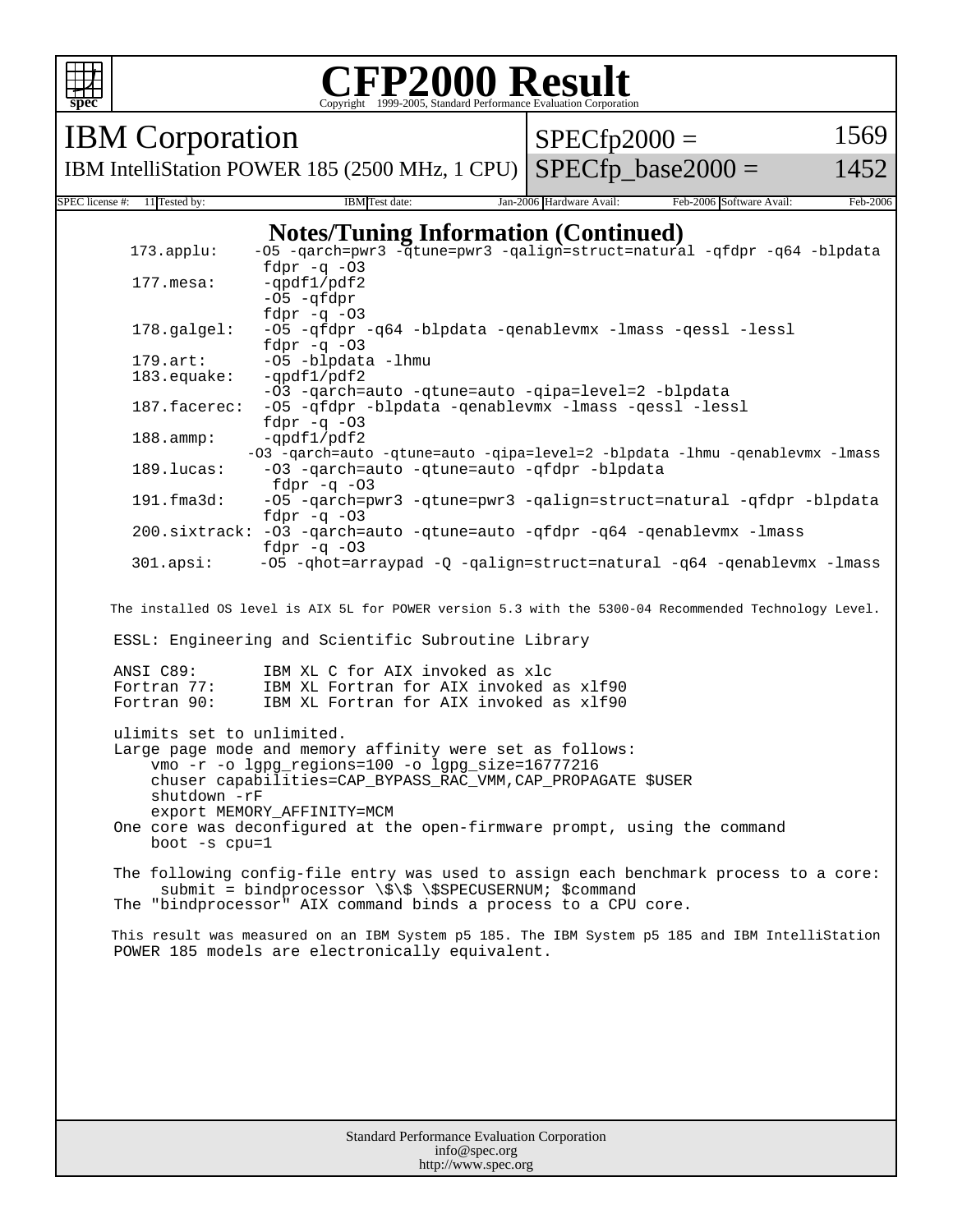# CFP2000 Result

Copyright 1999-2005, Standard Performance Evaluation Corporation

| IBM Corporation | SPECfp2000 = | 1569 |
|---|---|---|
| IBM IntelliStation POWER 185 (2500 MHz, 1 CPU) | SPECfp_base2000 = | 1452 |

SPEC license #: 11 Tested by: IBM Test date: Jan-2006 Hardware Avail: Feb-2006 Software Avail: Feb-2006

## Notes/Tuning Information (Continued)

```
173.applu:    -O5 -qarch=pwr3 -qtune=pwr3 -qalign=struct=natural -qfdpr -q64 -blpdata
               fdpr -q -O3
177.mesa:     -qpdf1/pdf2
               -O5 -qfdpr
               fdpr -q -O3
178.galgel:   -O5 -qfdpr -q64 -blpdata -qenablevmx -lmass -qessl -lessl
               fdpr -q -O3
179.art:      -O5 -blpdata -lhmu
183.equake:   -qpdf1/pdf2
               -O3 -qarch=auto -qtune=auto -qipa=level=2 -blpdata
187.facerec:  -O5 -qfdpr -blpdata -qenablevmx -lmass -qessl -lessl
               fdpr -q -O3
188.ammp:     -qpdf1/pdf2
              -O3 -qarch=auto -qtune=auto -qipa=level=2 -blpdata -lhmu -qenablevmx -lmass
189.lucas:    -O3 -qarch=auto -qtune=auto -qfdpr -blpdata
               fdpr -q -O3
191.fma3d:    -O5 -qarch=pwr3 -qtune=pwr3 -qalign=struct=natural -qfdpr -blpdata
               fdpr -q -O3
200.sixtrack: -O3 -qarch=auto -qtune=auto -qfdpr -q64 -qenablevmx -lmass
               fdpr -q -O3
301.apsi:     -O5 -qhot=arraypad -Q -qalign=struct=natural -q64 -qenablevmx -lmass
```

The installed OS level is AIX 5L for POWER version 5.3 with the 5300-04 Recommended Technology Level.

ESSL: Engineering and Scientific Subroutine Library

```
ANSI C89:      IBM XL C for AIX invoked as xlc
Fortran 77:    IBM XL Fortran for AIX invoked as xlf90
Fortran 90:    IBM XL Fortran for AIX invoked as xlf90
```

ulimits set to unlimited.
Large page mode and memory affinity were set as follows:

```
vmo -r -o lgpg_regions=100 -o lgpg_size=16777216
chuser capabilities=CAP_BYPASS_RAC_VMM,CAP_PROPAGATE $USER
shutdown -rF
export MEMORY_AFFINITY=MCM
```

One core was deconfigured at the open-firmware prompt, using the command

```
boot -s cpu=1
```

The following config-file entry was used to assign each benchmark process to a core:

```
submit = bindprocessor \$\$ \$SPECUSERNUM; $command
```

The "bindprocessor" AIX command binds a process to a CPU core.

This result was measured on an IBM System p5 185. The IBM System p5 185 and IBM IntelliStation POWER 185 models are electronically equivalent.